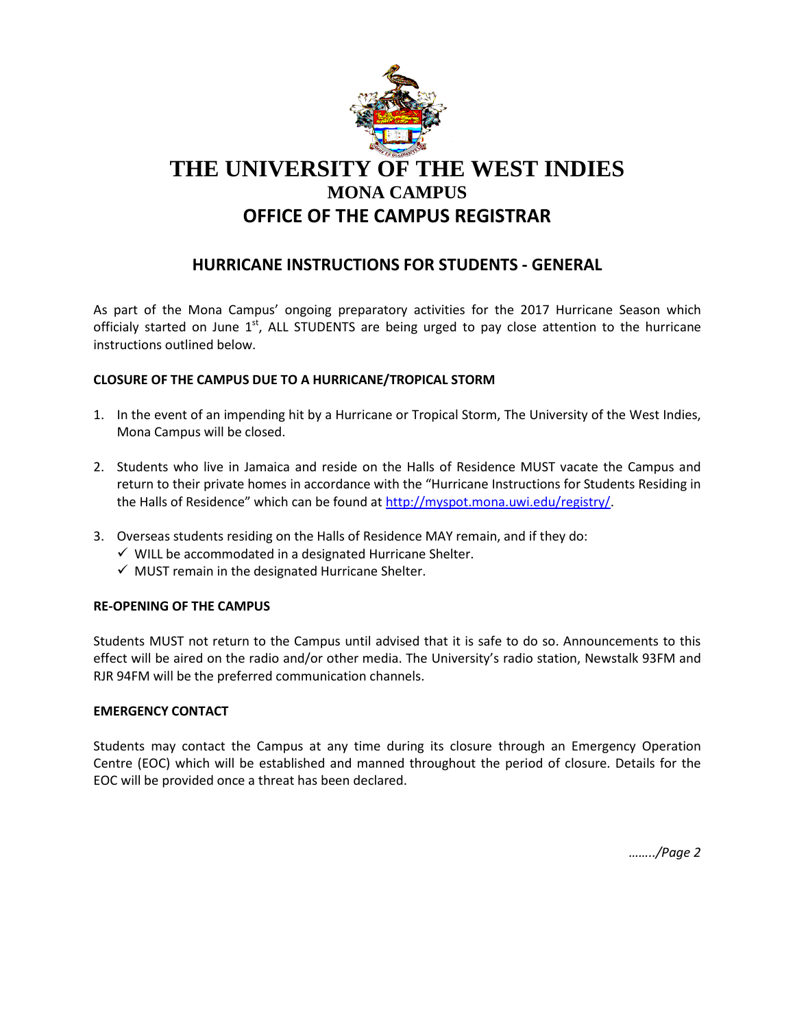# THE UNIVERSITY OF THE WEST INDIES

## MONA CAMPUS

## OFFICE OF THE CAMPUS REGISTRAR

### HURRICANE INSTRUCTIONS FOR STUDENTS - GENERAL

As part of the Mona Campus' ongoing preparatory activities for the 2017 Hurricane Season which officialy started on June 1st, ALL STUDENTS are being urged to pay close attention to the hurricane instructions outlined below.

**CLOSURE OF THE CAMPUS DUE TO A HURRICANE/TROPICAL STORM**

1. In the event of an impending hit by a Hurricane or Tropical Storm, The University of the West Indies, Mona Campus will be closed.

2. Students who live in Jamaica and reside on the Halls of Residence MUST vacate the Campus and return to their private homes in accordance with the "Hurricane Instructions for Students Residing in the Halls of Residence" which can be found at [http://myspot.mona.uwi.edu/registry/](http://myspot.mona.uwi.edu/registry/).

3. Overseas students residing on the Halls of Residence MAY remain, and if they do:
   - ✓ WILL be accommodated in a designated Hurricane Shelter.
   - ✓ MUST remain in the designated Hurricane Shelter.

**RE-OPENING OF THE CAMPUS**

Students MUST not return to the Campus until advised that it is safe to do so. Announcements to this effect will be aired on the radio and/or other media. The University's radio station, Newstalk 93FM and RJR 94FM will be the preferred communication channels.

**EMERGENCY CONTACT**

Students may contact the Campus at any time during its closure through an Emergency Operation Centre (EOC) which will be established and manned throughout the period of closure. Details for the EOC will be provided once a threat has been declared.

*……../Page 2*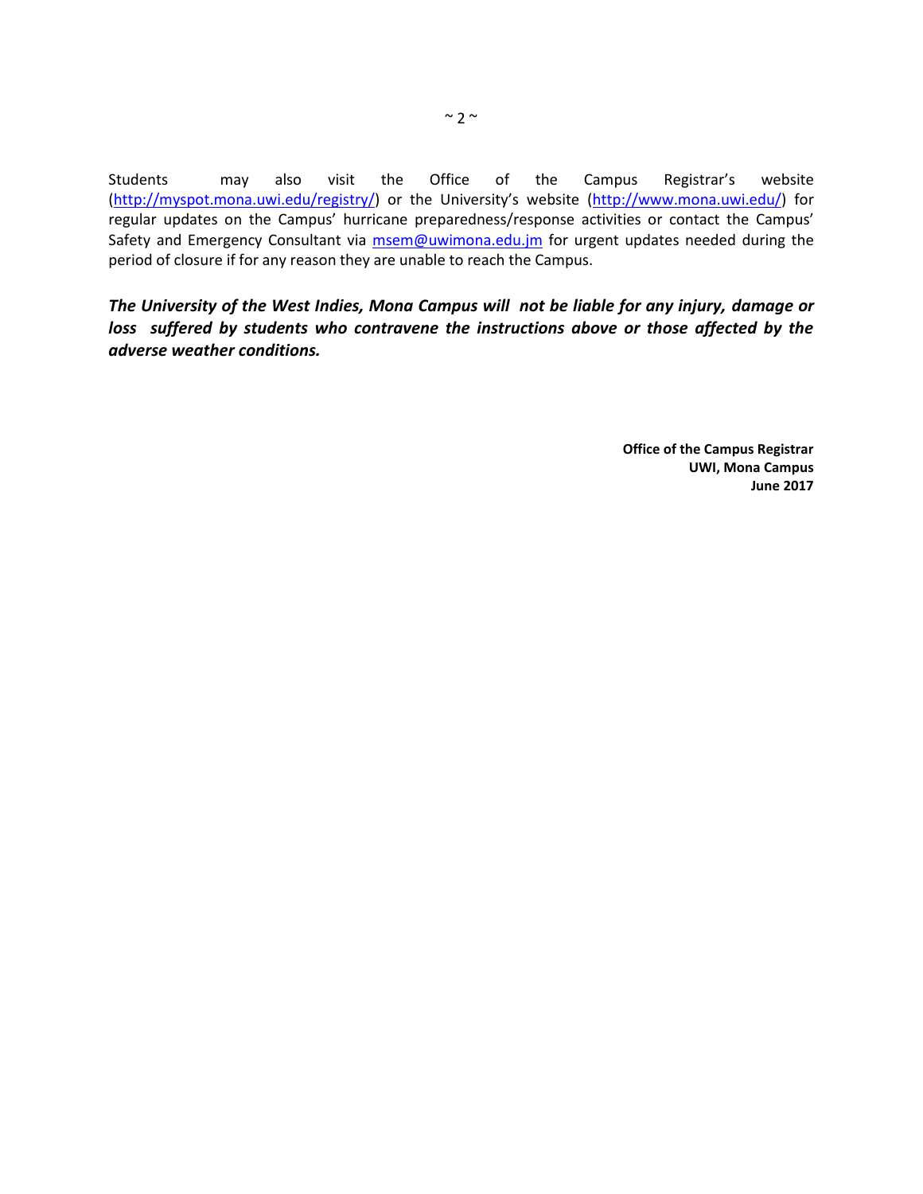Students may also visit the Office of the Campus Registrar's website (http://myspot.mona.uwi.edu/registry/) or the University's website (http://www.mona.uwi.edu/) for regular updates on the Campus' hurricane preparedness/response activities or contact the Campus' Safety and Emergency Consultant via msem@uwimona.edu.jm for urgent updates needed during the period of closure if for any reason they are unable to reach the Campus.

***The University of the West Indies, Mona Campus will not be liable for any injury, damage or loss suffered by students who contravene the instructions above or those affected by the adverse weather conditions.***

**Office of the Campus Registrar**
**UWI, Mona Campus**
**June 2017**